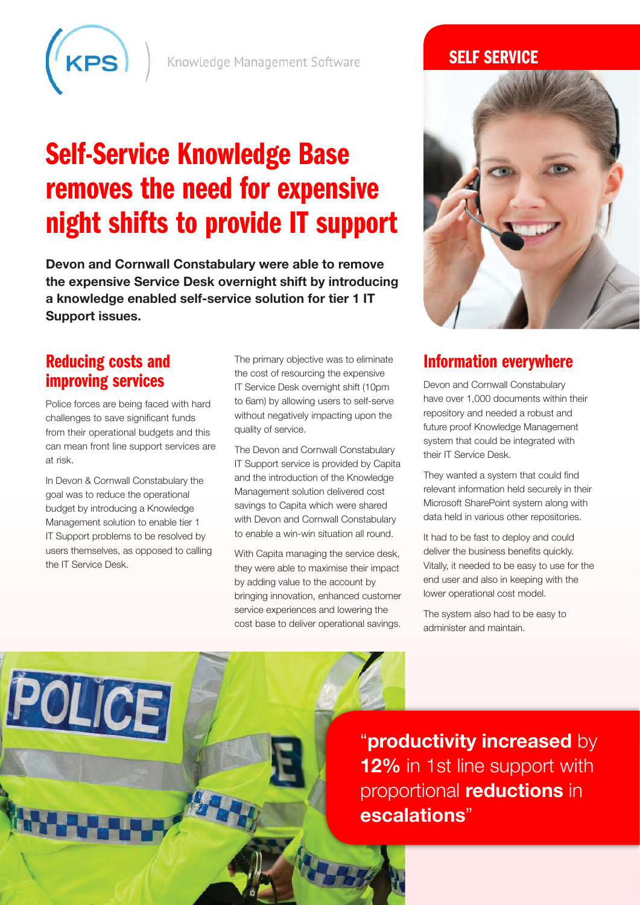KPS Knowledge Management Software

SELF SERVICE

# Self-Service Knowledge Base removes the need for expensive night shifts to provide IT support

**Devon and Cornwall Constabulary were able to remove the expensive Service Desk overnight shift by introducing a knowledge enabled self-service solution for tier 1 IT Support issues.**

## Reducing costs and improving services

Police forces are being faced with hard challenges to save significant funds from their operational budgets and this can mean front line support services are at risk.

In Devon & Cornwall Constabulary the goal was to reduce the operational budget by introducing a Knowledge Management solution to enable tier 1 IT Support problems to be resolved by users themselves, as opposed to calling the IT Service Desk.

The primary objective was to eliminate the cost of resourcing the expensive IT Service Desk overnight shift (10pm to 6am) by allowing users to self-serve without negatively impacting upon the quality of service.

The Devon and Cornwall Constabulary IT Support service is provided by Capita and the introduction of the Knowledge Management solution delivered cost savings to Capita which were shared with Devon and Cornwall Constabulary to enable a win-win situation all round.

With Capita managing the service desk, they were able to maximise their impact by adding value to the account by bringing innovation, enhanced customer service experiences and lowering the cost base to deliver operational savings.

## Information everywhere

Devon and Cornwall Constabulary have over 1,000 documents within their repository and needed a robust and future proof Knowledge Management system that could be integrated with their IT Service Desk.

They wanted a system that could find relevant information held securely in their Microsoft SharePoint system along with data held in various other repositories.

It had to be fast to deploy and could deliver the business benefits quickly. Vitally, it needed to be easy to use for the end user and also in keeping with the lower operational cost model.

The system also had to be easy to administer and maintain.

"**productivity increased** by **12%** in 1st line support with proportional **reductions** in **escalations**"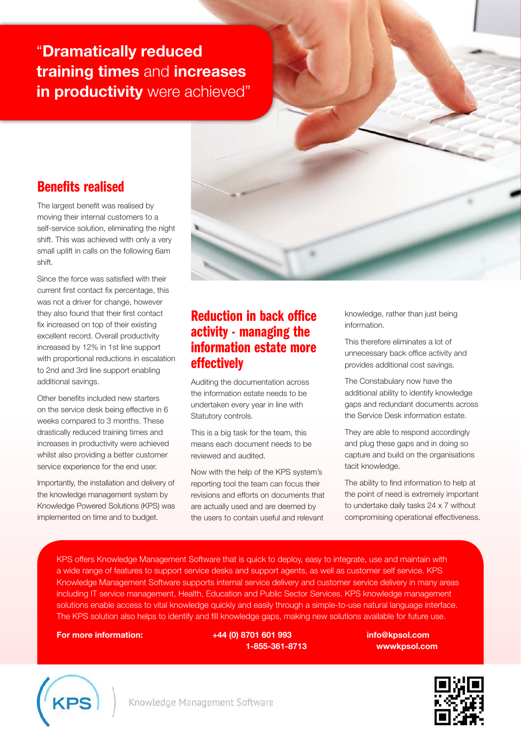"**Dramatically reduced training times** and **increases in productivity** were achieved"

## Benefits realised

The largest benefit was realised by moving their internal customers to a self-service solution, eliminating the night shift. This was achieved with only a very small uplift in calls on the following 6am shift.

Since the force was satisfied with their current first contact fix percentage, this was not a driver for change, however they also found that their first contact fix increased on top of their existing excellent record. Overall productivity increased by 12% in 1st line support with proportional reductions in escalation to 2nd and 3rd line support enabling additional savings.

Other benefits included new starters on the service desk being effective in 6 weeks compared to 3 months. These drastically reduced training times and increases in productivity were achieved whilst also providing a better customer service experience for the end user.

Importantly, the installation and delivery of the knowledge management system by Knowledge Powered Solutions (KPS) was implemented on time and to budget.

## Reduction in back office activity - managing the information estate more effectively

Auditing the documentation across the information estate needs to be undertaken every year in line with Statutory controls.

This is a big task for the team, this means each document needs to be reviewed and audited.

Now with the help of the KPS system's reporting tool the team can focus their revisions and efforts on documents that are actually used and are deemed by the users to contain useful and relevant knowledge, rather than just being information.

This therefore eliminates a lot of unnecessary back office activity and provides additional cost savings.

The Constabulary now have the additional ability to identify knowledge gaps and redundant documents across the Service Desk information estate.

They are able to respond accordingly and plug these gaps and in doing so capture and build on the organisations tacit knowledge.

The ability to find information to help at the point of need is extremely important to undertake daily tasks 24 x 7 without compromising operational effectiveness.

KPS offers Knowledge Management Software that is quick to deploy, easy to integrate, use and maintain with a wide range of features to support service desks and support agents, as well as customer self service. KPS Knowledge Management Software supports internal service delivery and customer service delivery in many areas including IT service management, Health, Education and Public Sector Services. KPS knowledge management solutions enable access to vital knowledge quickly and easily through a simple-to-use natural language interface. The KPS solution also helps to identify and fill knowledge gaps, making new solutions available for future use.

**For more information:** **+44 (0) 8701 601 993** **1-855-361-8713** **info@kpsol.com** **wwwkpsol.com**

KPS | Knowledge Management Software